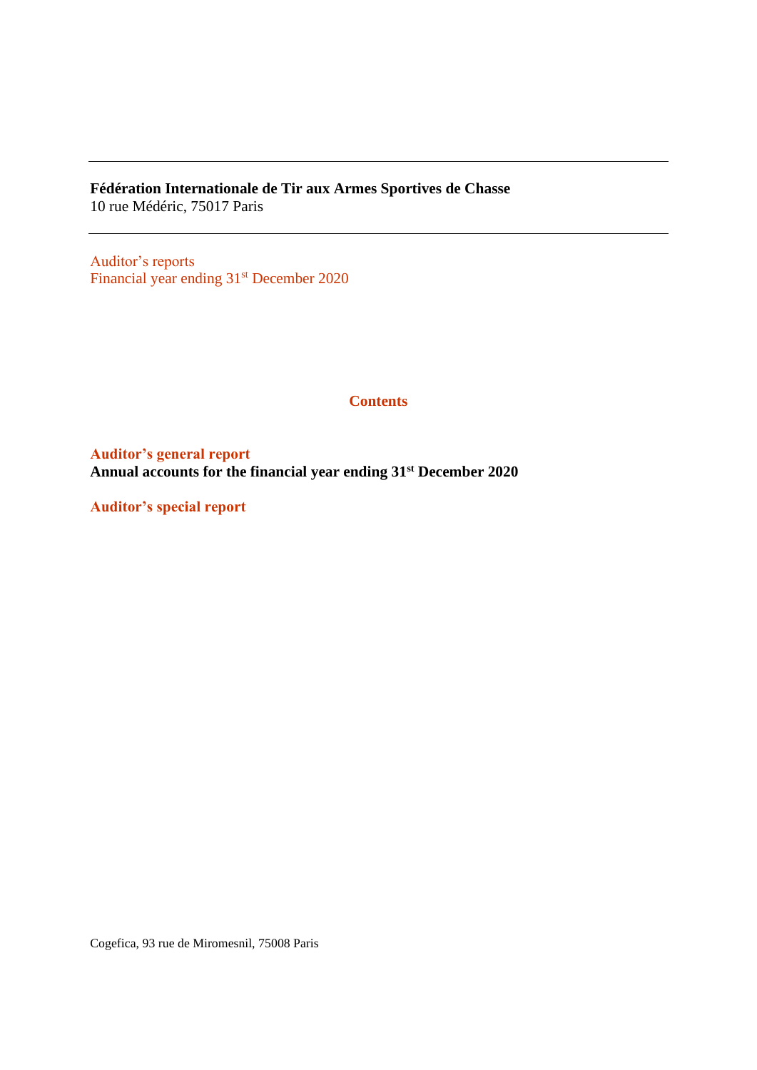**Fédération Internationale de Tir aux Armes Sportives de Chasse**
10 rue Médéric, 75017 Paris

---

Auditor's reports
Financial year ending 31st December 2020

## Contents

**Auditor's general report**
**Annual accounts for the financial year ending 31st December 2020**

**Auditor's special report**

Cogefica, 93 rue de Miromesnil, 75008 Paris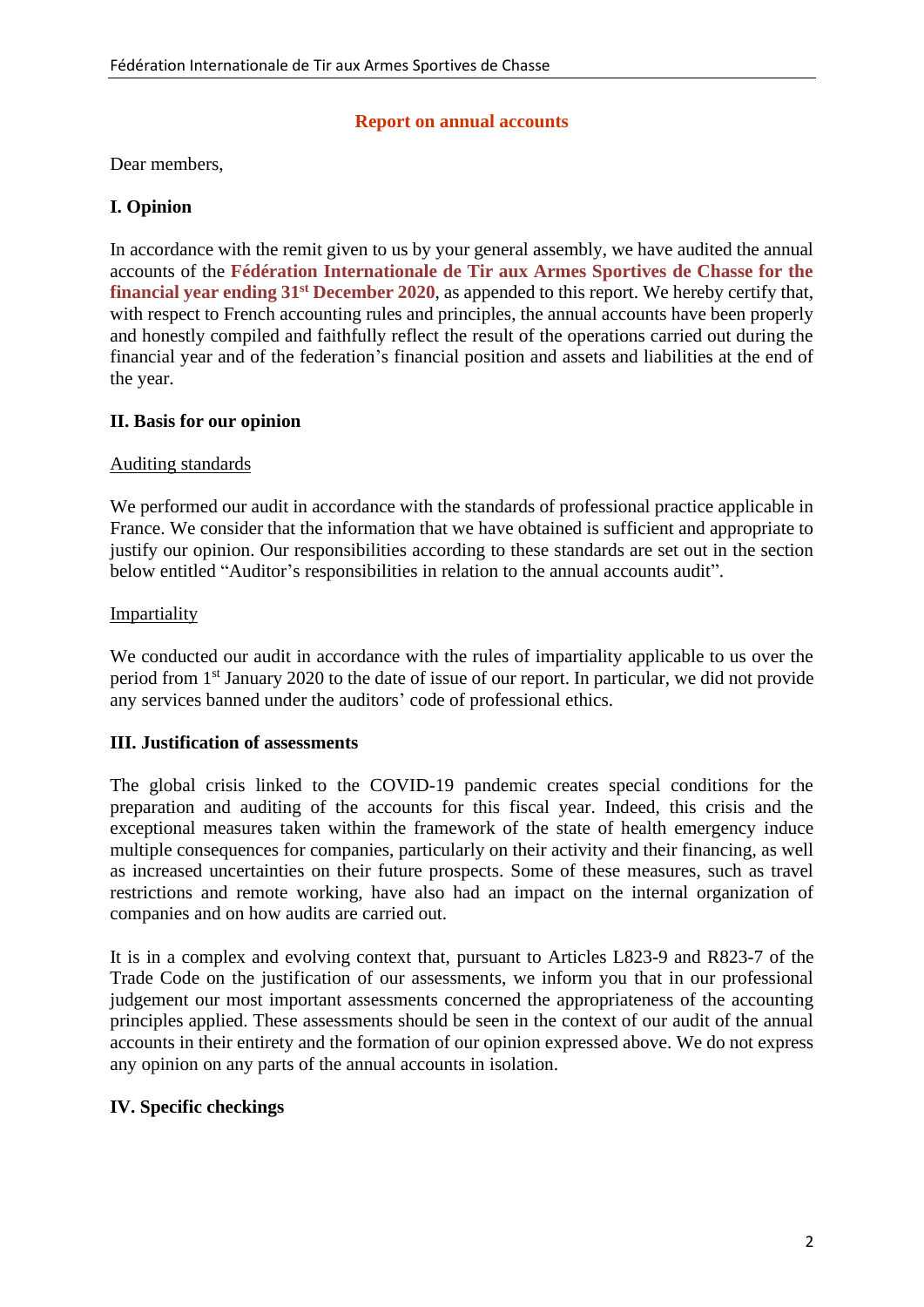## Report on annual accounts

Dear members,

### I. Opinion

In accordance with the remit given to us by your general assembly, we have audited the annual accounts of the **Fédération Internationale de Tir aux Armes Sportives de Chasse for the financial year ending 31st December 2020**, as appended to this report. We hereby certify that, with respect to French accounting rules and principles, the annual accounts have been properly and honestly compiled and faithfully reflect the result of the operations carried out during the financial year and of the federation's financial position and assets and liabilities at the end of the year.

### II. Basis for our opinion

Auditing standards

We performed our audit in accordance with the standards of professional practice applicable in France. We consider that the information that we have obtained is sufficient and appropriate to justify our opinion. Our responsibilities according to these standards are set out in the section below entitled "Auditor's responsibilities in relation to the annual accounts audit".

Impartiality

We conducted our audit in accordance with the rules of impartiality applicable to us over the period from 1st January 2020 to the date of issue of our report. In particular, we did not provide any services banned under the auditors' code of professional ethics.

### III. Justification of assessments

The global crisis linked to the COVID-19 pandemic creates special conditions for the preparation and auditing of the accounts for this fiscal year. Indeed, this crisis and the exceptional measures taken within the framework of the state of health emergency induce multiple consequences for companies, particularly on their activity and their financing, as well as increased uncertainties on their future prospects. Some of these measures, such as travel restrictions and remote working, have also had an impact on the internal organization of companies and on how audits are carried out.

It is in a complex and evolving context that, pursuant to Articles L823-9 and R823-7 of the Trade Code on the justification of our assessments, we inform you that in our professional judgement our most important assessments concerned the appropriateness of the accounting principles applied. These assessments should be seen in the context of our audit of the annual accounts in their entirety and the formation of our opinion expressed above. We do not express any opinion on any parts of the annual accounts in isolation.

### IV. Specific checkings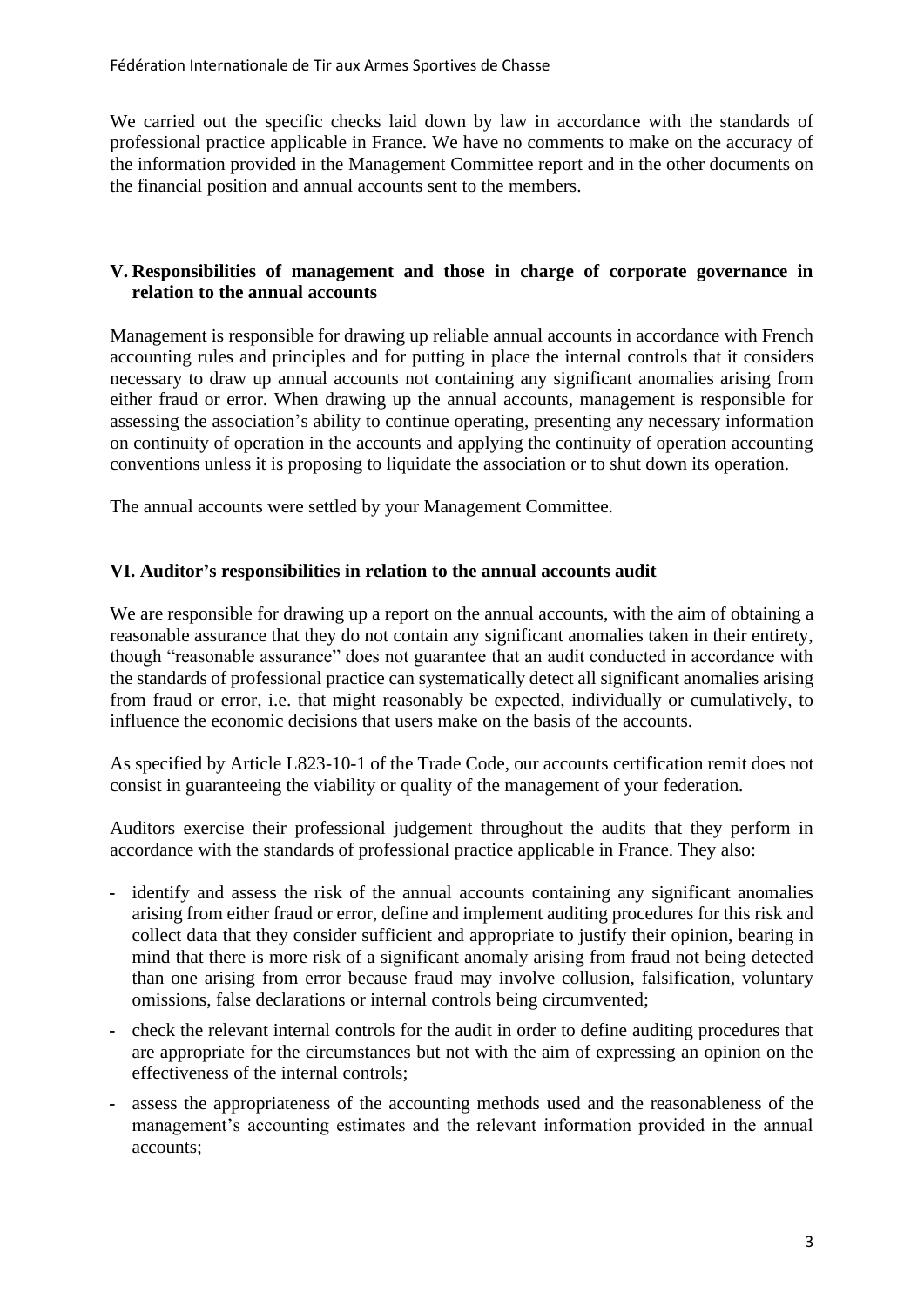We carried out the specific checks laid down by law in accordance with the standards of professional practice applicable in France. We have no comments to make on the accuracy of the information provided in the Management Committee report and in the other documents on the financial position and annual accounts sent to the members.

## V. Responsibilities of management and those in charge of corporate governance in relation to the annual accounts

Management is responsible for drawing up reliable annual accounts in accordance with French accounting rules and principles and for putting in place the internal controls that it considers necessary to draw up annual accounts not containing any significant anomalies arising from either fraud or error. When drawing up the annual accounts, management is responsible for assessing the association's ability to continue operating, presenting any necessary information on continuity of operation in the accounts and applying the continuity of operation accounting conventions unless it is proposing to liquidate the association or to shut down its operation.

The annual accounts were settled by your Management Committee.

## VI. Auditor's responsibilities in relation to the annual accounts audit

We are responsible for drawing up a report on the annual accounts, with the aim of obtaining a reasonable assurance that they do not contain any significant anomalies taken in their entirety, though "reasonable assurance" does not guarantee that an audit conducted in accordance with the standards of professional practice can systematically detect all significant anomalies arising from fraud or error, i.e. that might reasonably be expected, individually or cumulatively, to influence the economic decisions that users make on the basis of the accounts.

As specified by Article L823-10-1 of the Trade Code, our accounts certification remit does not consist in guaranteeing the viability or quality of the management of your federation.

Auditors exercise their professional judgement throughout the audits that they perform in accordance with the standards of professional practice applicable in France. They also:

- identify and assess the risk of the annual accounts containing any significant anomalies arising from either fraud or error, define and implement auditing procedures for this risk and collect data that they consider sufficient and appropriate to justify their opinion, bearing in mind that there is more risk of a significant anomaly arising from fraud not being detected than one arising from error because fraud may involve collusion, falsification, voluntary omissions, false declarations or internal controls being circumvented;
- check the relevant internal controls for the audit in order to define auditing procedures that are appropriate for the circumstances but not with the aim of expressing an opinion on the effectiveness of the internal controls;
- assess the appropriateness of the accounting methods used and the reasonableness of the management's accounting estimates and the relevant information provided in the annual accounts;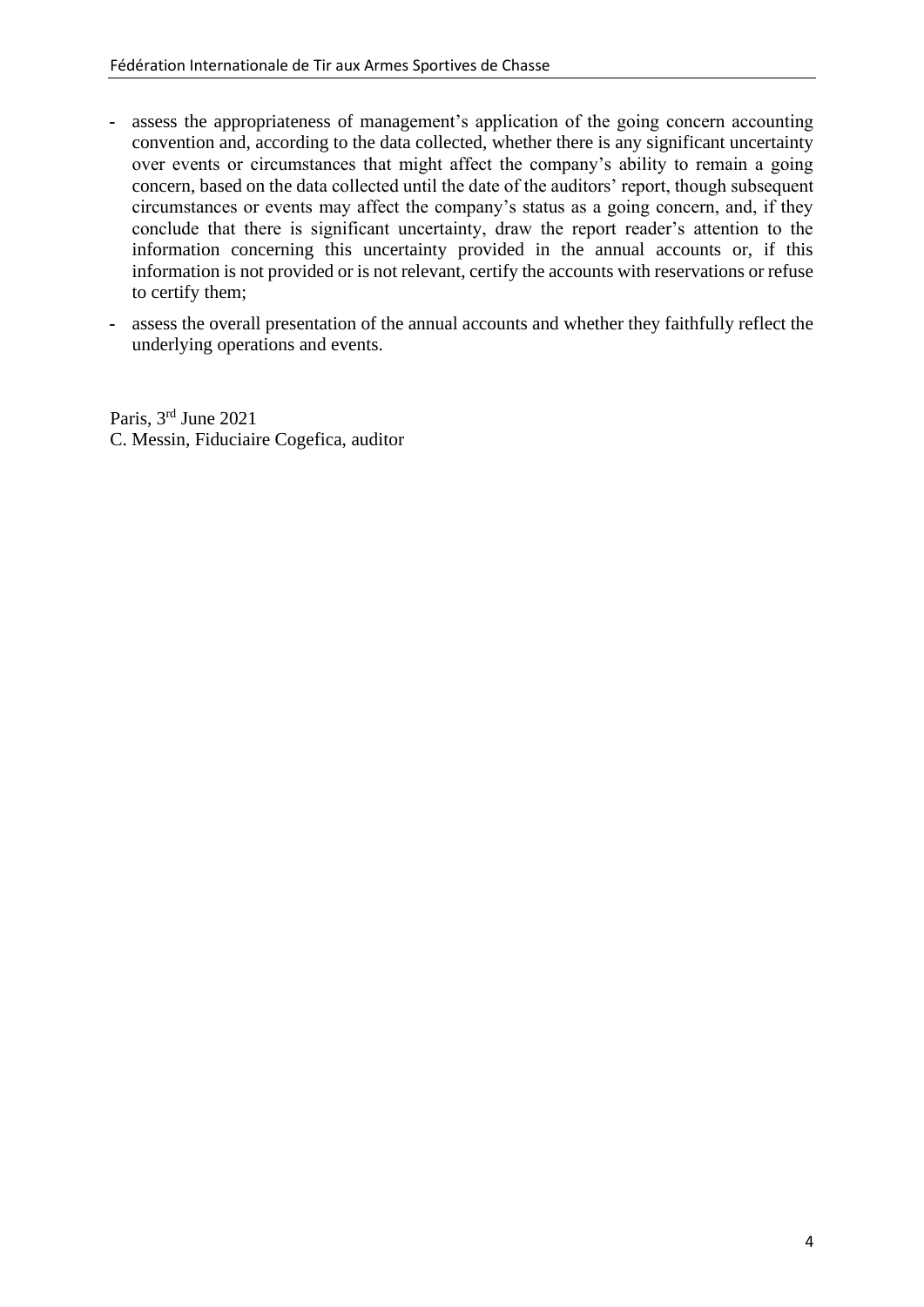- assess the appropriateness of management's application of the going concern accounting convention and, according to the data collected, whether there is any significant uncertainty over events or circumstances that might affect the company's ability to remain a going concern, based on the data collected until the date of the auditors' report, though subsequent circumstances or events may affect the company's status as a going concern, and, if they conclude that there is significant uncertainty, draw the report reader's attention to the information concerning this uncertainty provided in the annual accounts or, if this information is not provided or is not relevant, certify the accounts with reservations or refuse to certify them;
- assess the overall presentation of the annual accounts and whether they faithfully reflect the underlying operations and events.

Paris, 3rd June 2021
C. Messin, Fiduciaire Cogefica, auditor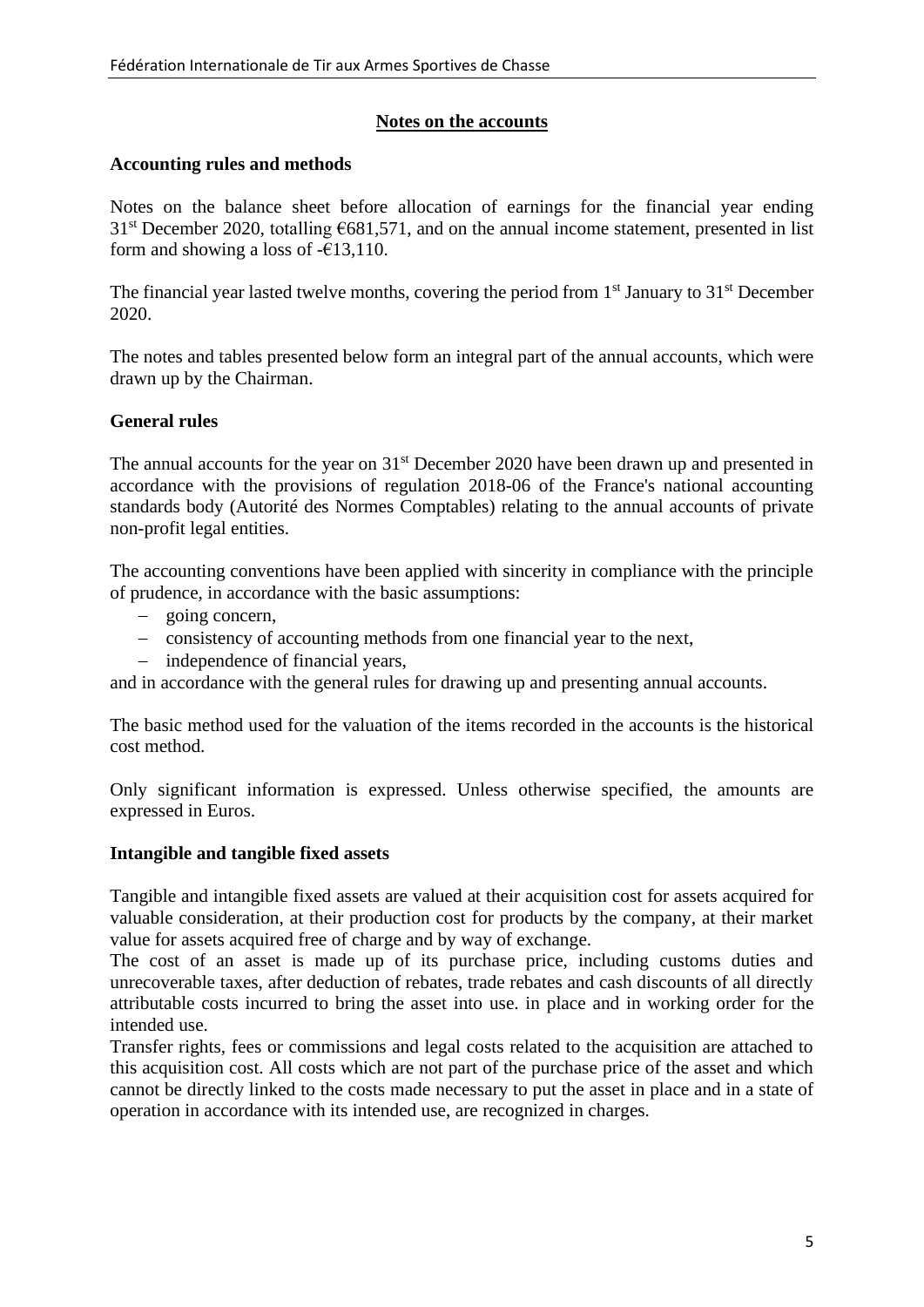## Notes on the accounts

### Accounting rules and methods

Notes on the balance sheet before allocation of earnings for the financial year ending 31st December 2020, totalling €681,571, and on the annual income statement, presented in list form and showing a loss of -€13,110.

The financial year lasted twelve months, covering the period from 1st January to 31st December 2020.

The notes and tables presented below form an integral part of the annual accounts, which were drawn up by the Chairman.

### General rules

The annual accounts for the year on 31st December 2020 have been drawn up and presented in accordance with the provisions of regulation 2018-06 of the France's national accounting standards body (Autorité des Normes Comptables) relating to the annual accounts of private non-profit legal entities.

The accounting conventions have been applied with sincerity in compliance with the principle of prudence, in accordance with the basic assumptions:

- going concern,
- consistency of accounting methods from one financial year to the next,
- independence of financial years,

and in accordance with the general rules for drawing up and presenting annual accounts.

The basic method used for the valuation of the items recorded in the accounts is the historical cost method.

Only significant information is expressed. Unless otherwise specified, the amounts are expressed in Euros.

### Intangible and tangible fixed assets

Tangible and intangible fixed assets are valued at their acquisition cost for assets acquired for valuable consideration, at their production cost for products by the company, at their market value for assets acquired free of charge and by way of exchange.

The cost of an asset is made up of its purchase price, including customs duties and unrecoverable taxes, after deduction of rebates, trade rebates and cash discounts of all directly attributable costs incurred to bring the asset into use. in place and in working order for the intended use.

Transfer rights, fees or commissions and legal costs related to the acquisition are attached to this acquisition cost. All costs which are not part of the purchase price of the asset and which cannot be directly linked to the costs made necessary to put the asset in place and in a state of operation in accordance with its intended use, are recognized in charges.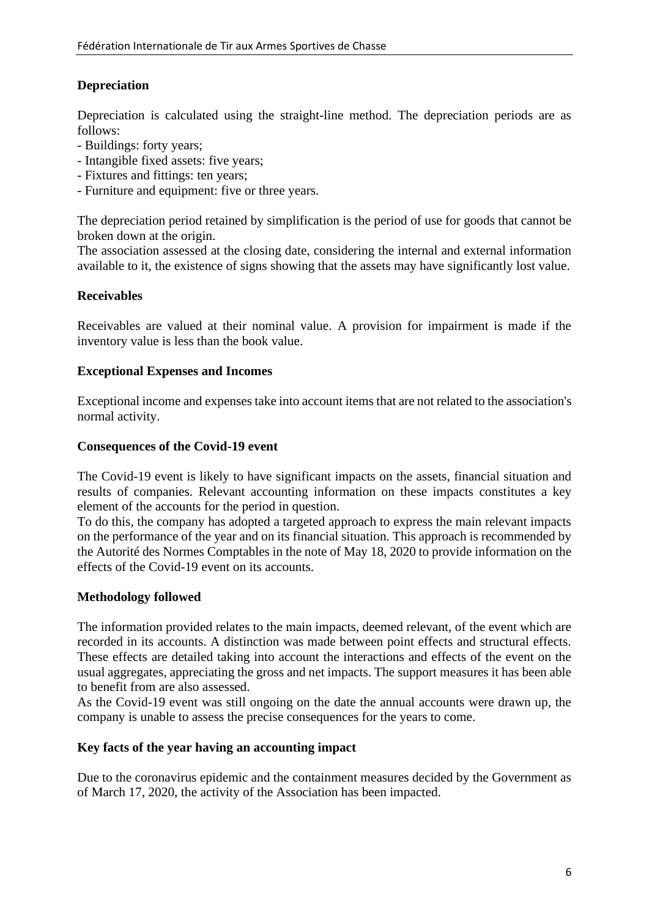**Depreciation**

Depreciation is calculated using the straight-line method. The depreciation periods are as follows:

- Buildings: forty years;
- Intangible fixed assets: five years;
- Fixtures and fittings: ten years;
- Furniture and equipment: five or three years.

The depreciation period retained by simplification is the period of use for goods that cannot be broken down at the origin.
The association assessed at the closing date, considering the internal and external information available to it, the existence of signs showing that the assets may have significantly lost value.

**Receivables**

Receivables are valued at their nominal value. A provision for impairment is made if the inventory value is less than the book value.

**Exceptional Expenses and Incomes**

Exceptional income and expenses take into account items that are not related to the association's normal activity.

**Consequences of the Covid-19 event**

The Covid-19 event is likely to have significant impacts on the assets, financial situation and results of companies. Relevant accounting information on these impacts constitutes a key element of the accounts for the period in question.
To do this, the company has adopted a targeted approach to express the main relevant impacts on the performance of the year and on its financial situation. This approach is recommended by the Autorité des Normes Comptables in the note of May 18, 2020 to provide information on the effects of the Covid-19 event on its accounts.

**Methodology followed**

The information provided relates to the main impacts, deemed relevant, of the event which are recorded in its accounts. A distinction was made between point effects and structural effects. These effects are detailed taking into account the interactions and effects of the event on the usual aggregates, appreciating the gross and net impacts. The support measures it has been able to benefit from are also assessed.
As the Covid-19 event was still ongoing on the date the annual accounts were drawn up, the company is unable to assess the precise consequences for the years to come.

**Key facts of the year having an accounting impact**

Due to the coronavirus epidemic and the containment measures decided by the Government as of March 17, 2020, the activity of the Association has been impacted.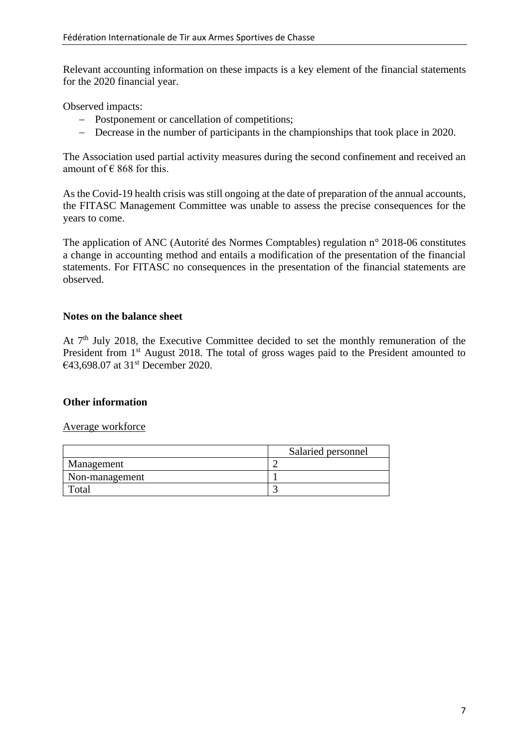Relevant accounting information on these impacts is a key element of the financial statements for the 2020 financial year.

Observed impacts:

- Postponement or cancellation of competitions;
- Decrease in the number of participants in the championships that took place in 2020.

The Association used partial activity measures during the second confinement and received an amount of € 868 for this.

As the Covid-19 health crisis was still ongoing at the date of preparation of the annual accounts, the FITASC Management Committee was unable to assess the precise consequences for the years to come.

The application of ANC (Autorité des Normes Comptables) regulation n° 2018-06 constitutes a change in accounting method and entails a modification of the presentation of the financial statements. For FITASC no consequences in the presentation of the financial statements are observed.

**Notes on the balance sheet**

At 7th July 2018, the Executive Committee decided to set the monthly remuneration of the President from 1st August 2018. The total of gross wages paid to the President amounted to €43,698.07 at 31st December 2020.

**Other information**

Average workforce

| | Salaried personnel |
|---|---|
| Management | 2 |
| Non-management | 1 |
| Total | 3 |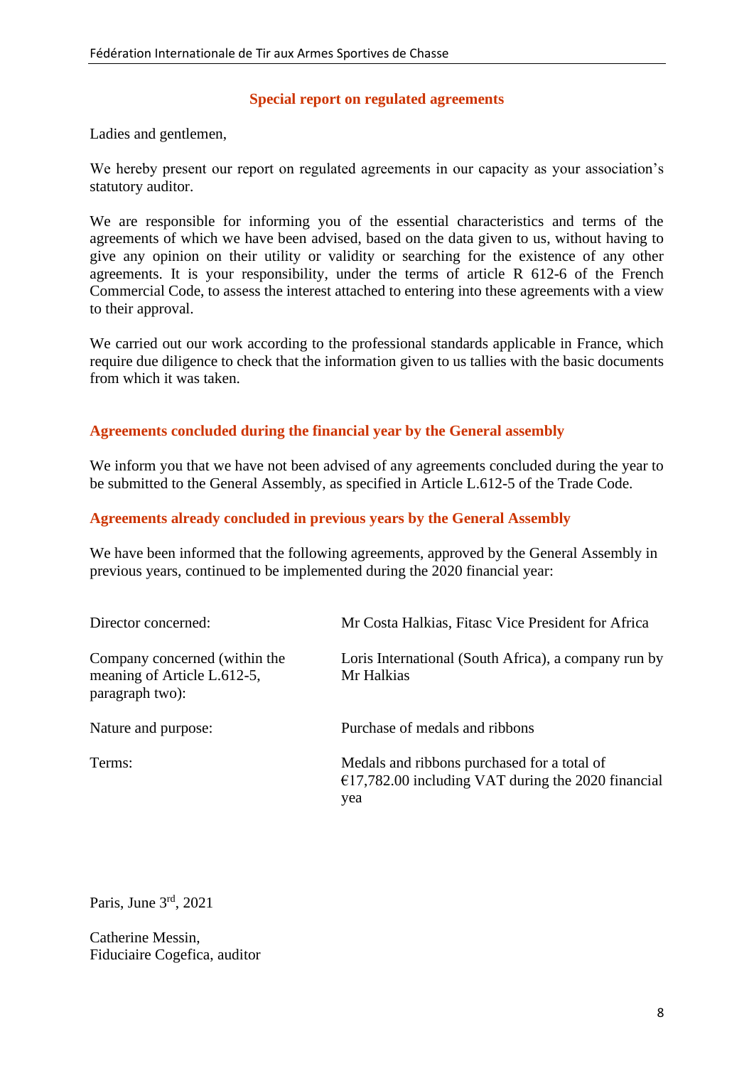## Special report on regulated agreements

Ladies and gentlemen,

We hereby present our report on regulated agreements in our capacity as your association's statutory auditor.

We are responsible for informing you of the essential characteristics and terms of the agreements of which we have been advised, based on the data given to us, without having to give any opinion on their utility or validity or searching for the existence of any other agreements. It is your responsibility, under the terms of article R 612-6 of the French Commercial Code, to assess the interest attached to entering into these agreements with a view to their approval.

We carried out our work according to the professional standards applicable in France, which require due diligence to check that the information given to us tallies with the basic documents from which it was taken.

### Agreements concluded during the financial year by the General assembly

We inform you that we have not been advised of any agreements concluded during the year to be submitted to the General Assembly, as specified in Article L.612-5 of the Trade Code.

### Agreements already concluded in previous years by the General Assembly

We have been informed that the following agreements, approved by the General Assembly in previous years, continued to be implemented during the 2020 financial year:

| | |
|---|---|
| Director concerned: | Mr Costa Halkias, Fitasc Vice President for Africa |
| Company concerned (within the meaning of Article L.612-5, paragraph two): | Loris International (South Africa), a company run by Mr Halkias |
| Nature and purpose: | Purchase of medals and ribbons |
| Terms: | Medals and ribbons purchased for a total of €17,782.00 including VAT during the 2020 financial yea |

Paris, June 3rd, 2021

Catherine Messin,
Fiduciaire Cogefica, auditor